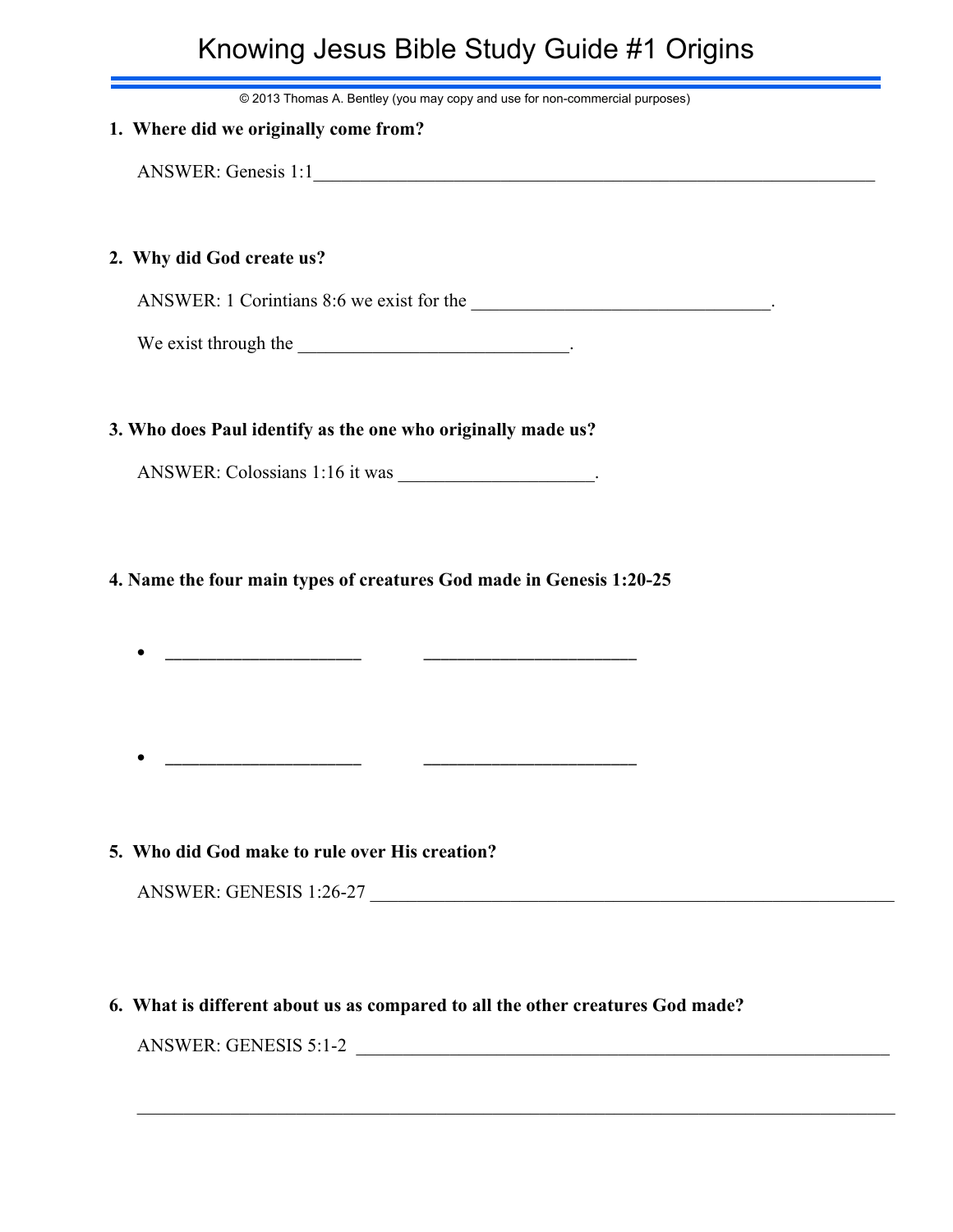# Knowing Jesus Bible Study Guide #1 Origins

© 2013 Thomas A. Bentley (you may copy and use for non-commercial purposes)

**1. Where did we originally come from?**

ANSWER: Genesis 1:1______________________________________________________________

**2. Why did God create us?**

ANSWER: 1 Corintians 8:6 we exist for the ________________________________.

We exist through the _____________________________.

**3. Who does Paul identify as the one who originally made us?**

ANSWER: Colossians 1:16 it was _____________________.

**4. Name the four main types of creatures God made in Genesis 1:20-25**

- _____________________ _______________________

- _____________________ _______________________

**5. Who did God make to rule over His creation?**

ANSWER: GENESIS 1:26-27 ________________________________________________________

**6. What is different about us as compared to all the other creatures God made?**

ANSWER: GENESIS 5:1-2 _________________________________________________________

___________________________________________________________________________________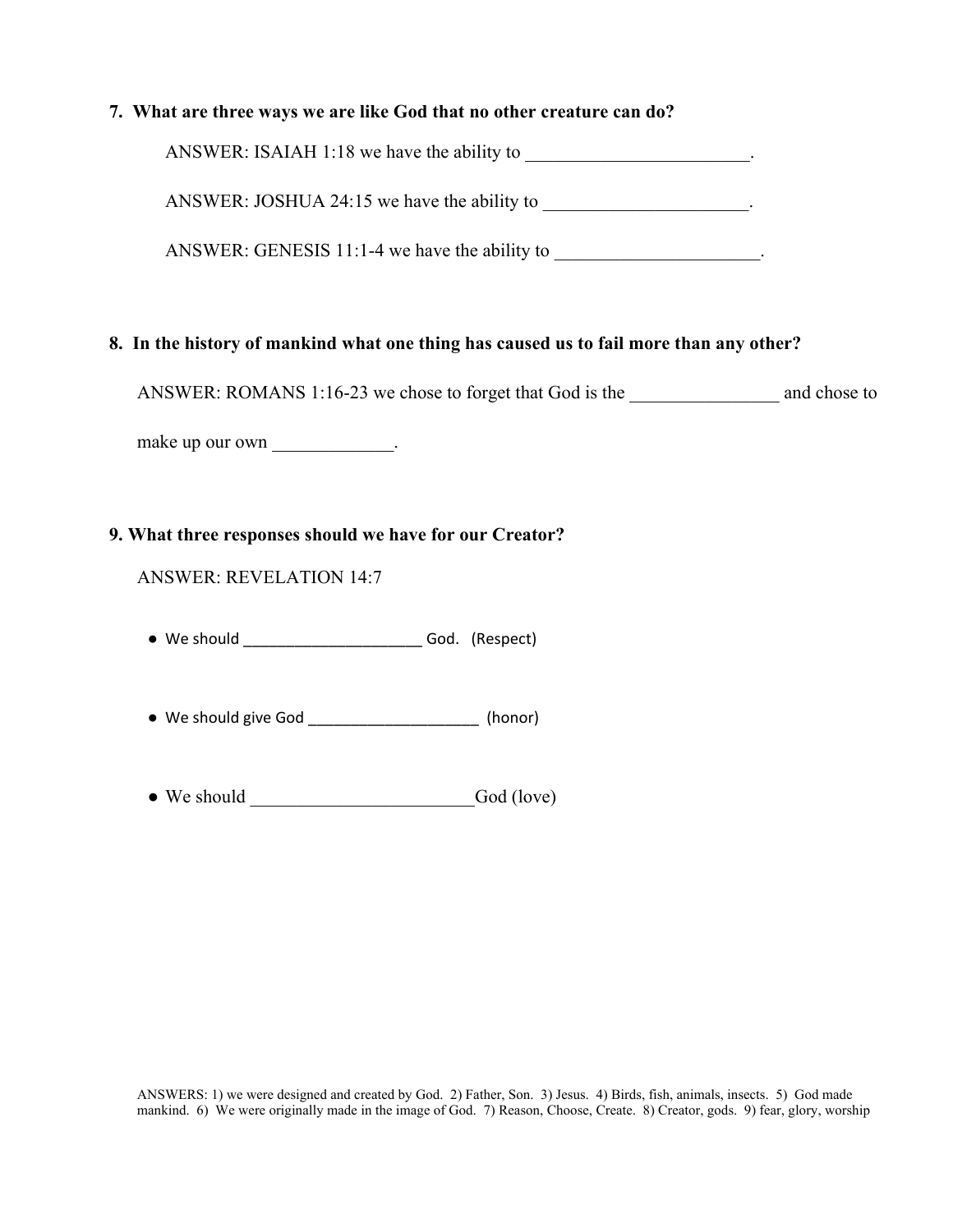**7. What are three ways we are like God that no other creature can do?**

ANSWER: ISAIAH 1:18 we have the ability to ________________________.

ANSWER: JOSHUA 24:15 we have the ability to ______________________.

ANSWER: GENESIS 11:1-4 we have the ability to ______________________.

**8. In the history of mankind what one thing has caused us to fail more than any other?**

ANSWER: ROMANS 1:16-23 we chose to forget that God is the ________________ and chose to make up our own _____________.

**9. What three responses should we have for our Creator?**

ANSWER: REVELATION 14:7

- We should ______________________ God. (Respect)
- We should give God _____________________ (honor)
- We should ________________________God (love)

ANSWERS: 1) we were designed and created by God. 2) Father, Son. 3) Jesus. 4) Birds, fish, animals, insects. 5) God made mankind. 6) We were originally made in the image of God. 7) Reason, Choose, Create. 8) Creator, gods. 9) fear, glory, worship